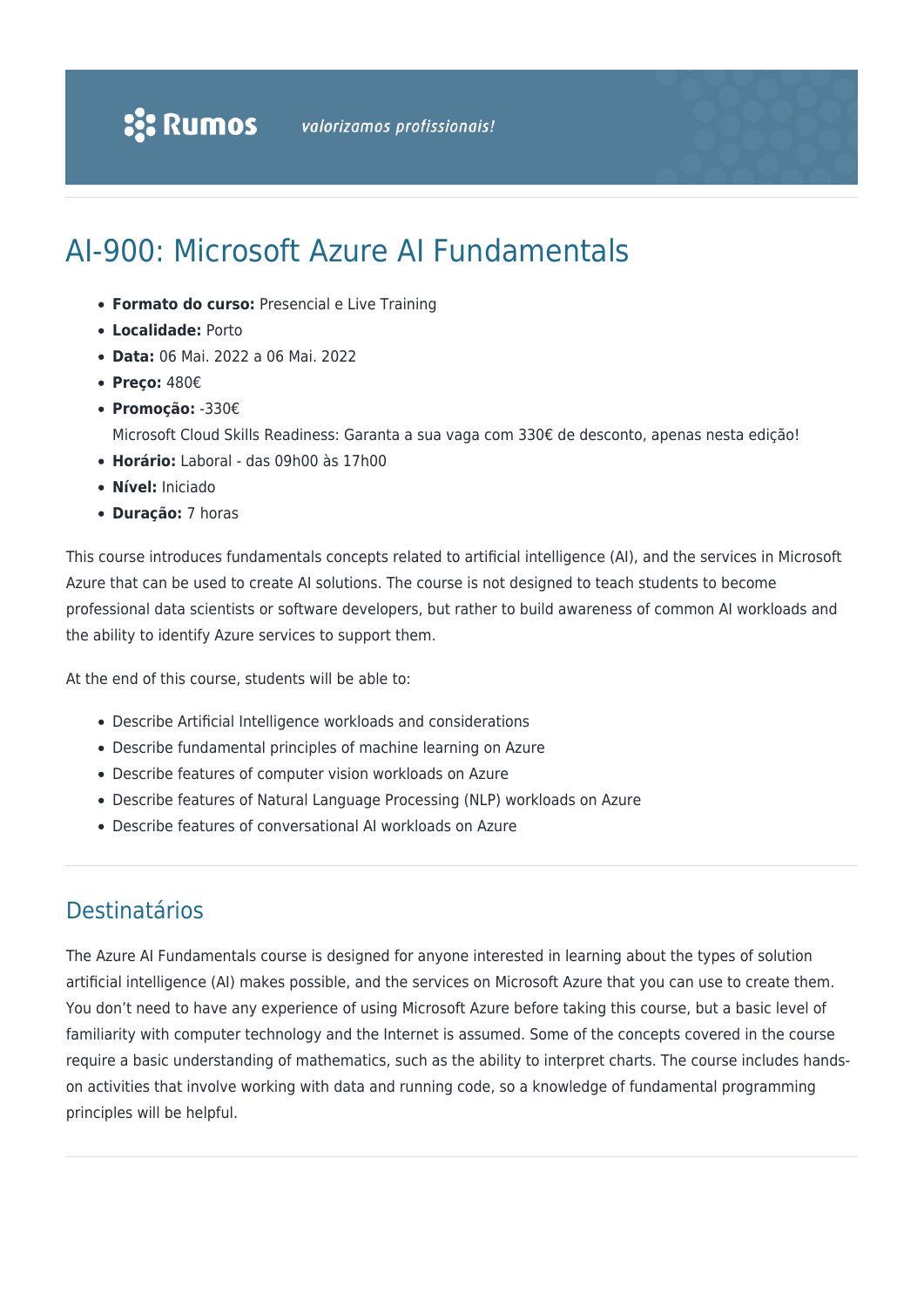# AI-900: Microsoft Azure AI Fundamentals

- **Formato do curso:** Presencial e Live Training
- **Localidade:** Porto
- **Data:** 06 Mai. 2022 a 06 Mai. 2022
- **Preço:** 480€
- **Promoção:** -330€
  Microsoft Cloud Skills Readiness: Garanta a sua vaga com 330€ de desconto, apenas nesta edição!
- **Horário:** Laboral - das 09h00 às 17h00
- **Nível:** Iniciado
- **Duração:** 7 horas

This course introduces fundamentals concepts related to artificial intelligence (AI), and the services in Microsoft Azure that can be used to create AI solutions. The course is not designed to teach students to become professional data scientists or software developers, but rather to build awareness of common AI workloads and the ability to identify Azure services to support them.

At the end of this course, students will be able to:

- Describe Artificial Intelligence workloads and considerations
- Describe fundamental principles of machine learning on Azure
- Describe features of computer vision workloads on Azure
- Describe features of Natural Language Processing (NLP) workloads on Azure
- Describe features of conversational AI workloads on Azure

## Destinatários

The Azure AI Fundamentals course is designed for anyone interested in learning about the types of solution artificial intelligence (AI) makes possible, and the services on Microsoft Azure that you can use to create them. You don't need to have any experience of using Microsoft Azure before taking this course, but a basic level of familiarity with computer technology and the Internet is assumed. Some of the concepts covered in the course require a basic understanding of mathematics, such as the ability to interpret charts. The course includes hands-on activities that involve working with data and running code, so a knowledge of fundamental programming principles will be helpful.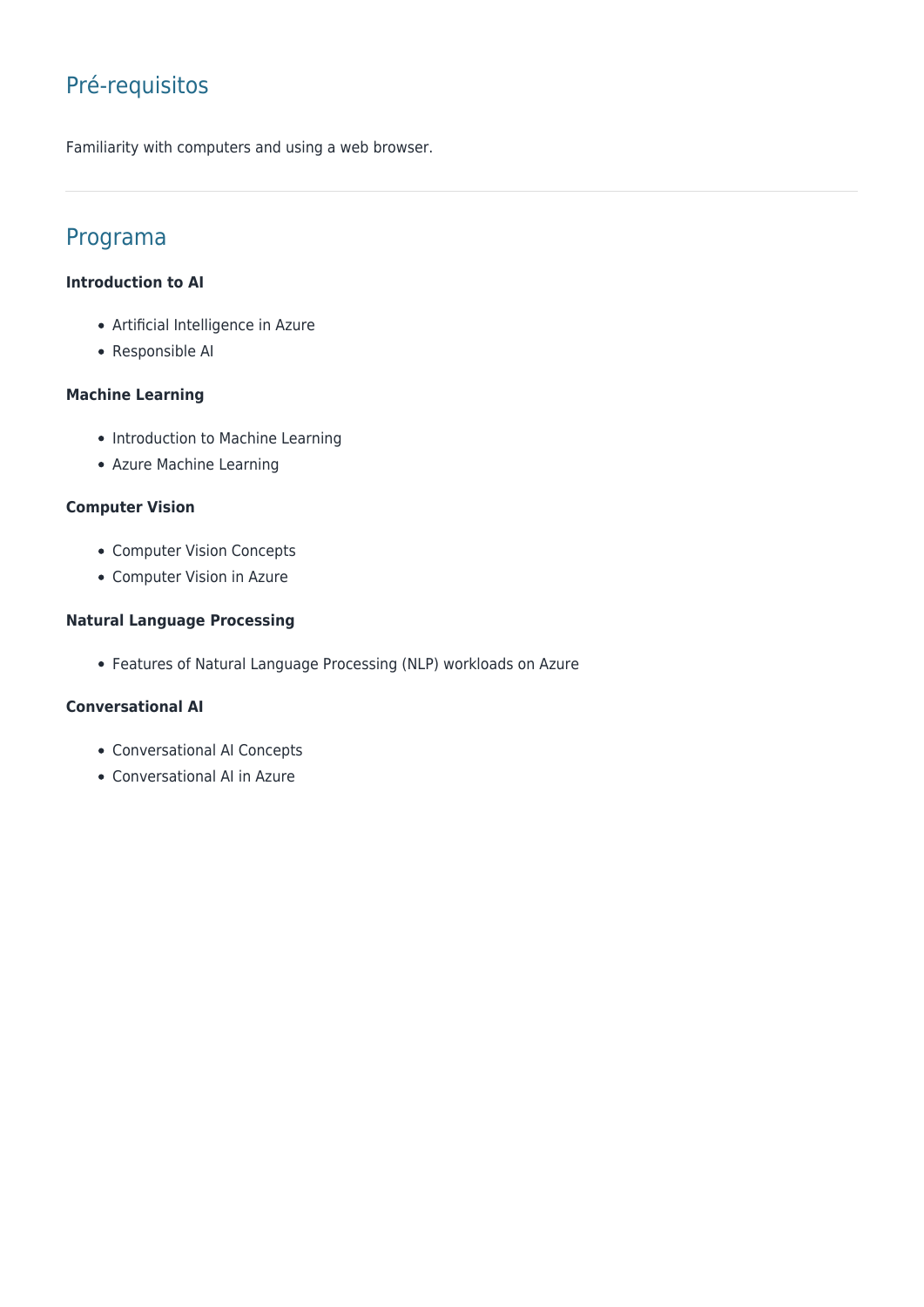## Pré-requisitos

Familiarity with computers and using a web browser.

---

## Programa

**Introduction to AI**

- Artificial Intelligence in Azure
- Responsible AI

**Machine Learning**

- Introduction to Machine Learning
- Azure Machine Learning

**Computer Vision**

- Computer Vision Concepts
- Computer Vision in Azure

**Natural Language Processing**

- Features of Natural Language Processing (NLP) workloads on Azure

**Conversational AI**

- Conversational AI Concepts
- Conversational AI in Azure